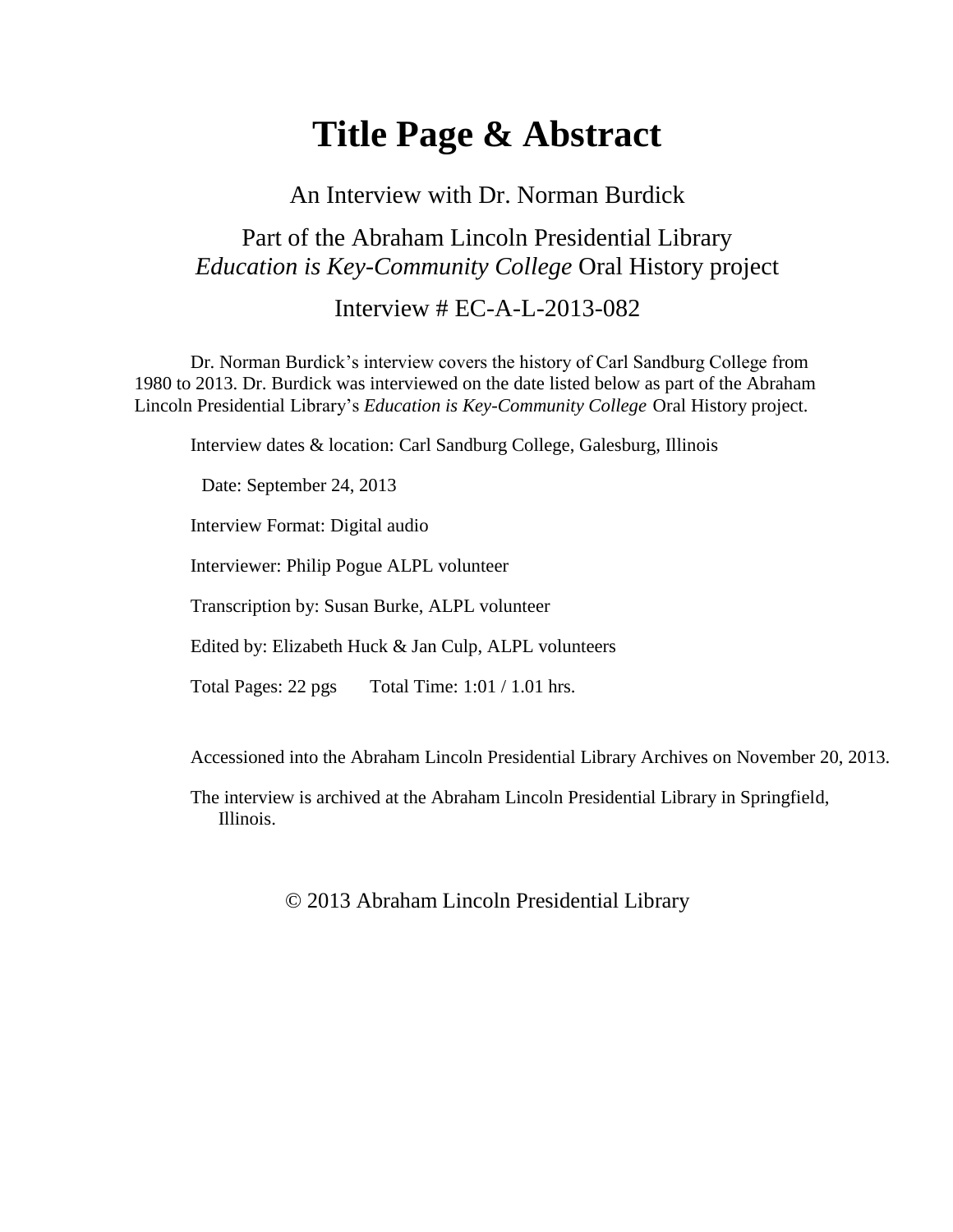# Title Page & Abstract

An Interview with Dr. Norman Burdick

Part of the Abraham Lincoln Presidential Library
*Education is Key-Community College* Oral History project

Interview # EC-A-L-2013-082

Dr. Norman Burdick's interview covers the history of Carl Sandburg College from 1980 to 2013. Dr. Burdick was interviewed on the date listed below as part of the Abraham Lincoln Presidential Library's *Education is Key-Community College* Oral History project.

Interview dates & location: Carl Sandburg College, Galesburg, Illinois

Date: September 24, 2013

Interview Format: Digital audio

Interviewer: Philip Pogue ALPL volunteer

Transcription by: Susan Burke, ALPL volunteer

Edited by: Elizabeth Huck & Jan Culp, ALPL volunteers

Total Pages: 22 pgs      Total Time: 1:01 / 1.01 hrs.

Accessioned into the Abraham Lincoln Presidential Library Archives on November 20, 2013.

The interview is archived at the Abraham Lincoln Presidential Library in Springfield, Illinois.

© 2013 Abraham Lincoln Presidential Library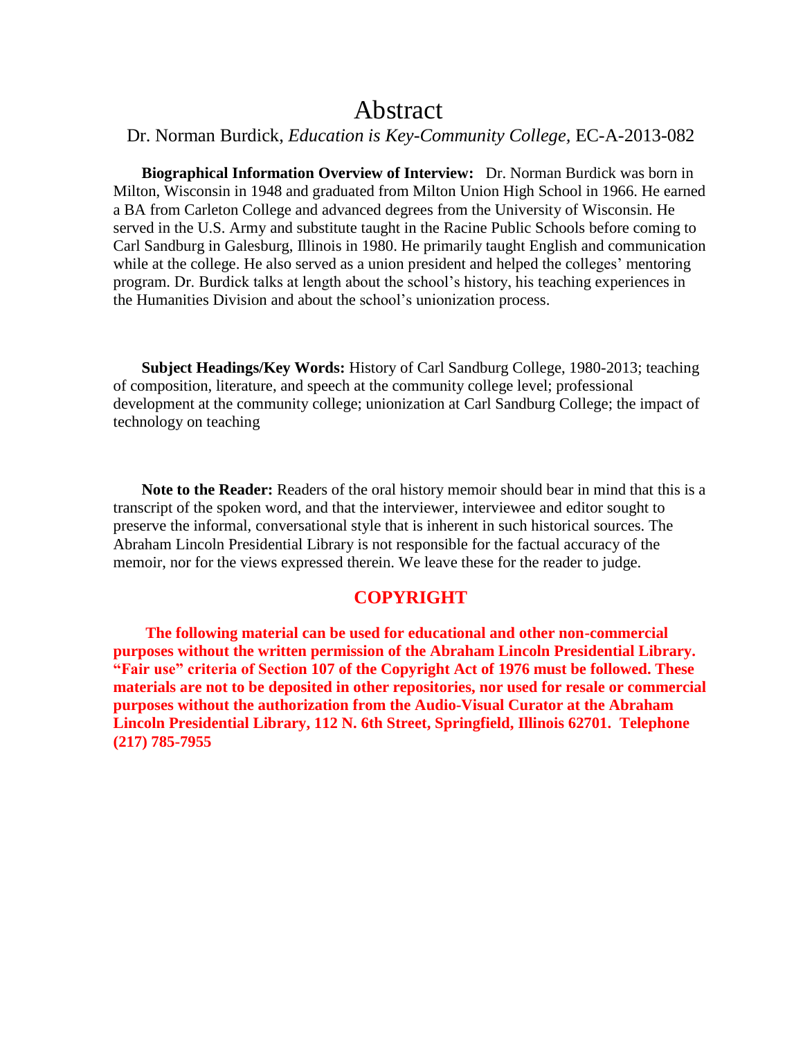# Abstract

Dr. Norman Burdick, *Education is Key-Community College*, EC-A-2013-082

**Biographical Information Overview of Interview:** Dr. Norman Burdick was born in Milton, Wisconsin in 1948 and graduated from Milton Union High School in 1966. He earned a BA from Carleton College and advanced degrees from the University of Wisconsin. He served in the U.S. Army and substitute taught in the Racine Public Schools before coming to Carl Sandburg in Galesburg, Illinois in 1980. He primarily taught English and communication while at the college. He also served as a union president and helped the colleges' mentoring program. Dr. Burdick talks at length about the school's history, his teaching experiences in the Humanities Division and about the school's unionization process.

**Subject Headings/Key Words:** History of Carl Sandburg College, 1980-2013; teaching of composition, literature, and speech at the community college level; professional development at the community college; unionization at Carl Sandburg College; the impact of technology on teaching

**Note to the Reader:** Readers of the oral history memoir should bear in mind that this is a transcript of the spoken word, and that the interviewer, interviewee and editor sought to preserve the informal, conversational style that is inherent in such historical sources. The Abraham Lincoln Presidential Library is not responsible for the factual accuracy of the memoir, nor for the views expressed therein. We leave these for the reader to judge.

## COPYRIGHT

**The following material can be used for educational and other non-commercial purposes without the written permission of the Abraham Lincoln Presidential Library. "Fair use" criteria of Section 107 of the Copyright Act of 1976 must be followed. These materials are not to be deposited in other repositories, nor used for resale or commercial purposes without the authorization from the Audio-Visual Curator at the Abraham Lincoln Presidential Library, 112 N. 6th Street, Springfield, Illinois 62701. Telephone (217) 785-7955**